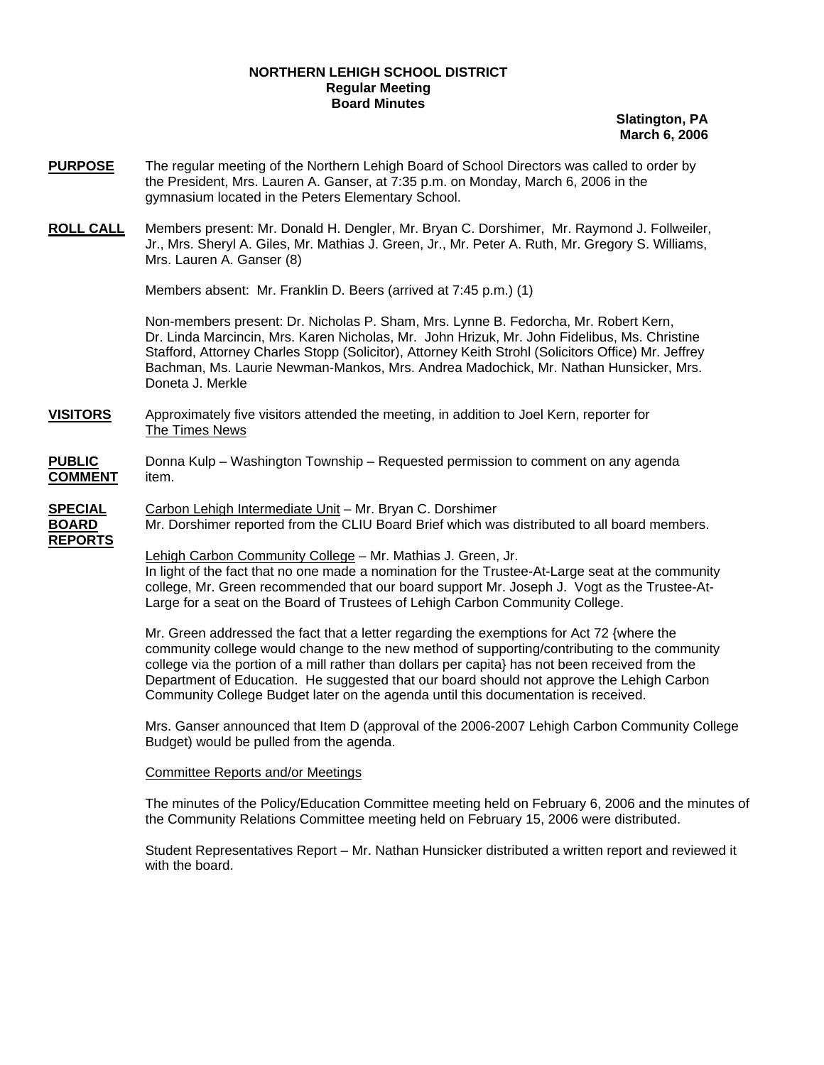**NORTHERN LEHIGH SCHOOL DISTRICT**
**Regular Meeting**
**Board Minutes**

**Slatington, PA**
**March 6, 2006**

**PURPOSE** The regular meeting of the Northern Lehigh Board of School Directors was called to order by the President, Mrs. Lauren A. Ganser, at 7:35 p.m. on Monday, March 6, 2006 in the gymnasium located in the Peters Elementary School.

**ROLL CALL** Members present: Mr. Donald H. Dengler, Mr. Bryan C. Dorshimer, Mr. Raymond J. Follweiler, Jr., Mrs. Sheryl A. Giles, Mr. Mathias J. Green, Jr., Mr. Peter A. Ruth, Mr. Gregory S. Williams, Mrs. Lauren A. Ganser (8)

Members absent: Mr. Franklin D. Beers (arrived at 7:45 p.m.) (1)

Non-members present: Dr. Nicholas P. Sham, Mrs. Lynne B. Fedorcha, Mr. Robert Kern, Dr. Linda Marcincin, Mrs. Karen Nicholas, Mr. John Hrizuk, Mr. John Fidelibus, Ms. Christine Stafford, Attorney Charles Stopp (Solicitor), Attorney Keith Strohl (Solicitors Office) Mr. Jeffrey Bachman, Ms. Laurie Newman-Mankos, Mrs. Andrea Madochick, Mr. Nathan Hunsicker, Mrs. Doneta J. Merkle

**VISITORS** Approximately five visitors attended the meeting, in addition to Joel Kern, reporter for The Times News

**PUBLIC COMMENT** Donna Kulp – Washington Township – Requested permission to comment on any agenda item.

**SPECIAL BOARD REPORTS** Carbon Lehigh Intermediate Unit – Mr. Bryan C. Dorshimer
Mr. Dorshimer reported from the CLIU Board Brief which was distributed to all board members.

Lehigh Carbon Community College – Mr. Mathias J. Green, Jr.
In light of the fact that no one made a nomination for the Trustee-At-Large seat at the community college, Mr. Green recommended that our board support Mr. Joseph J. Vogt as the Trustee-At-Large for a seat on the Board of Trustees of Lehigh Carbon Community College.

Mr. Green addressed the fact that a letter regarding the exemptions for Act 72 {where the community college would change to the new method of supporting/contributing to the community college via the portion of a mill rather than dollars per capita} has not been received from the Department of Education. He suggested that our board should not approve the Lehigh Carbon Community College Budget later on the agenda until this documentation is received.

Mrs. Ganser announced that Item D (approval of the 2006-2007 Lehigh Carbon Community College Budget) would be pulled from the agenda.

Committee Reports and/or Meetings

The minutes of the Policy/Education Committee meeting held on February 6, 2006 and the minutes of the Community Relations Committee meeting held on February 15, 2006 were distributed.

Student Representatives Report – Mr. Nathan Hunsicker distributed a written report and reviewed it with the board.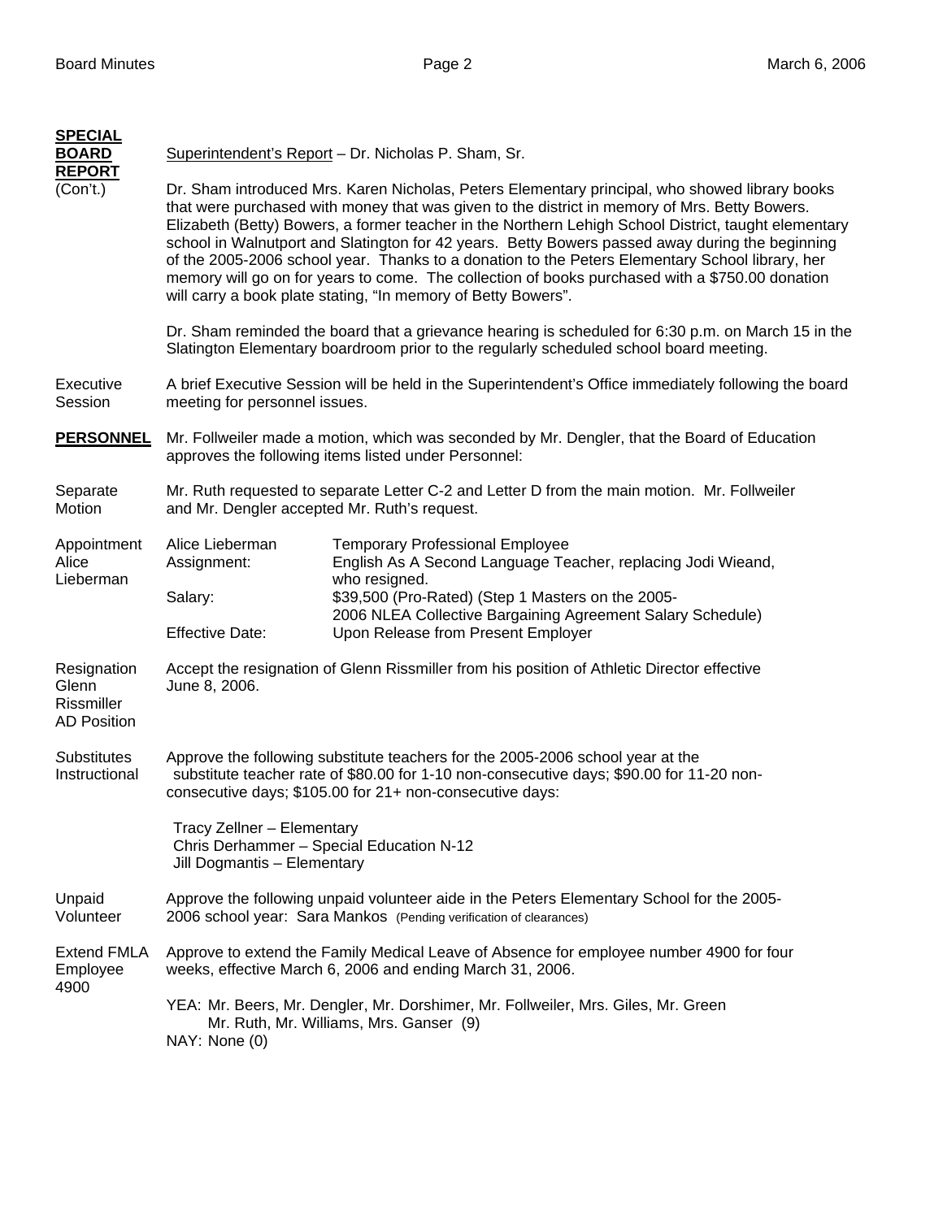**SPECIAL BOARD REPORT** (Con't.)

Superintendent's Report – Dr. Nicholas P. Sham, Sr.

Dr. Sham introduced Mrs. Karen Nicholas, Peters Elementary principal, who showed library books that were purchased with money that was given to the district in memory of Mrs. Betty Bowers. Elizabeth (Betty) Bowers, a former teacher in the Northern Lehigh School District, taught elementary school in Walnutport and Slatington for 42 years. Betty Bowers passed away during the beginning of the 2005-2006 school year. Thanks to a donation to the Peters Elementary School library, her memory will go on for years to come. The collection of books purchased with a $750.00 donation will carry a book plate stating, "In memory of Betty Bowers".

Dr. Sham reminded the board that a grievance hearing is scheduled for 6:30 p.m. on March 15 in the Slatington Elementary boardroom prior to the regularly scheduled school board meeting.

Executive Session

A brief Executive Session will be held in the Superintendent's Office immediately following the board meeting for personnel issues.

**PERSONNEL**

Mr. Follweiler made a motion, which was seconded by Mr. Dengler, that the Board of Education approves the following items listed under Personnel:

Separate Motion

Mr. Ruth requested to separate Letter C-2 and Letter D from the main motion. Mr. Follweiler and Mr. Dengler accepted Mr. Ruth's request.

Appointment Alice Lieberman

| | |
|---|---|
| Alice Lieberman | Temporary Professional Employee |
| Assignment: | English As A Second Language Teacher, replacing Jodi Wieand, who resigned. |
| Salary: | $39,500 (Pro-Rated) (Step 1 Masters on the 2005-2006 NLEA Collective Bargaining Agreement Salary Schedule) |
| Effective Date: | Upon Release from Present Employer |

Resignation Glenn Rissmiller AD Position

Accept the resignation of Glenn Rissmiller from his position of Athletic Director effective June 8, 2006.

Substitutes Instructional

Approve the following substitute teachers for the 2005-2006 school year at the substitute teacher rate of $80.00 for 1-10 non-consecutive days; $90.00 for 11-20 non-consecutive days; $105.00 for 21+ non-consecutive days:

Tracy Zellner – Elementary
Chris Derhammer – Special Education N-12
Jill Dogmantis – Elementary

Unpaid Volunteer

Approve the following unpaid volunteer aide in the Peters Elementary School for the 2005-2006 school year: Sara Mankos (Pending verification of clearances)

Extend FMLA Employee 4900

Approve to extend the Family Medical Leave of Absence for employee number 4900 for four weeks, effective March 6, 2006 and ending March 31, 2006.

YEA: Mr. Beers, Mr. Dengler, Mr. Dorshimer, Mr. Follweiler, Mrs. Giles, Mr. Green Mr. Ruth, Mr. Williams, Mrs. Ganser (9)
NAY: None (0)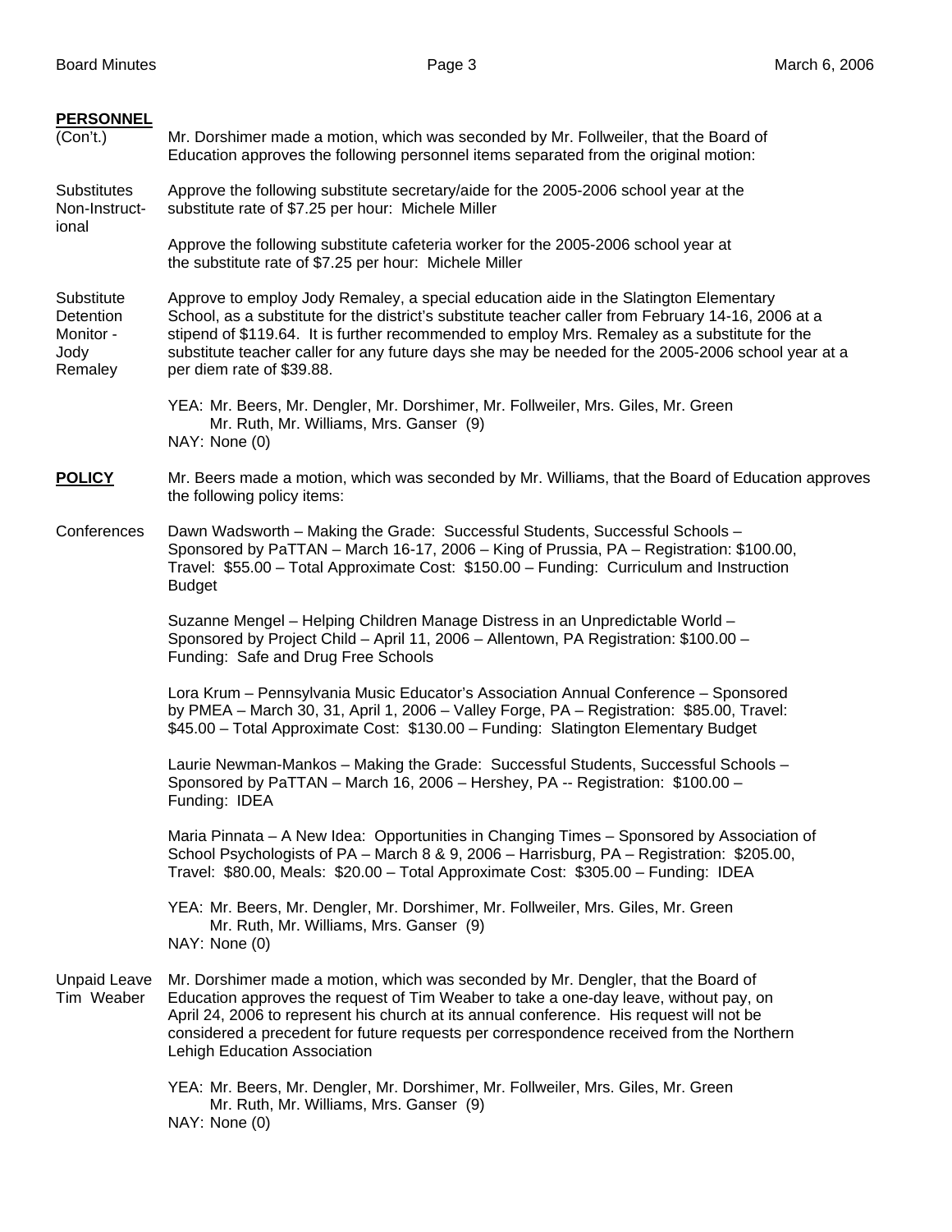**PERSONNEL**
(Con't.)

Mr. Dorshimer made a motion, which was seconded by Mr. Follweiler, that the Board of Education approves the following personnel items separated from the original motion:

Substitutes Non-Instructional

Approve the following substitute secretary/aide for the 2005-2006 school year at the substitute rate of $7.25 per hour: Michele Miller

Approve the following substitute cafeteria worker for the 2005-2006 school year at the substitute rate of $7.25 per hour: Michele Miller

Substitute Detention Monitor - Jody Remaley

Approve to employ Jody Remaley, a special education aide in the Slatington Elementary School, as a substitute for the district's substitute teacher caller from February 14-16, 2006 at a stipend of $119.64. It is further recommended to employ Mrs. Remaley as a substitute for the substitute teacher caller for any future days she may be needed for the 2005-2006 school year at a per diem rate of $39.88.

YEA: Mr. Beers, Mr. Dengler, Mr. Dorshimer, Mr. Follweiler, Mrs. Giles, Mr. Green Mr. Ruth, Mr. Williams, Mrs. Ganser (9)
NAY: None (0)

**POLICY**

Mr. Beers made a motion, which was seconded by Mr. Williams, that the Board of Education approves the following policy items:

Conferences

Dawn Wadsworth – Making the Grade: Successful Students, Successful Schools – Sponsored by PaTTAN – March 16-17, 2006 – King of Prussia, PA – Registration: $100.00, Travel: $55.00 – Total Approximate Cost: $150.00 – Funding: Curriculum and Instruction Budget

Suzanne Mengel – Helping Children Manage Distress in an Unpredictable World – Sponsored by Project Child – April 11, 2006 – Allentown, PA Registration: $100.00 – Funding: Safe and Drug Free Schools

Lora Krum – Pennsylvania Music Educator's Association Annual Conference – Sponsored by PMEA – March 30, 31, April 1, 2006 – Valley Forge, PA – Registration: $85.00, Travel: $45.00 – Total Approximate Cost: $130.00 – Funding: Slatington Elementary Budget

Laurie Newman-Mankos – Making the Grade: Successful Students, Successful Schools – Sponsored by PaTTAN – March 16, 2006 – Hershey, PA -- Registration: $100.00 – Funding: IDEA

Maria Pinnata – A New Idea: Opportunities in Changing Times – Sponsored by Association of School Psychologists of PA – March 8 & 9, 2006 – Harrisburg, PA – Registration: $205.00, Travel: $80.00, Meals: $20.00 – Total Approximate Cost: $305.00 – Funding: IDEA

YEA: Mr. Beers, Mr. Dengler, Mr. Dorshimer, Mr. Follweiler, Mrs. Giles, Mr. Green Mr. Ruth, Mr. Williams, Mrs. Ganser (9)
NAY: None (0)

Unpaid Leave Tim Weaber

Mr. Dorshimer made a motion, which was seconded by Mr. Dengler, that the Board of Education approves the request of Tim Weaber to take a one-day leave, without pay, on April 24, 2006 to represent his church at its annual conference. His request will not be considered a precedent for future requests per correspondence received from the Northern Lehigh Education Association

YEA: Mr. Beers, Mr. Dengler, Mr. Dorshimer, Mr. Follweiler, Mrs. Giles, Mr. Green Mr. Ruth, Mr. Williams, Mrs. Ganser (9)
NAY: None (0)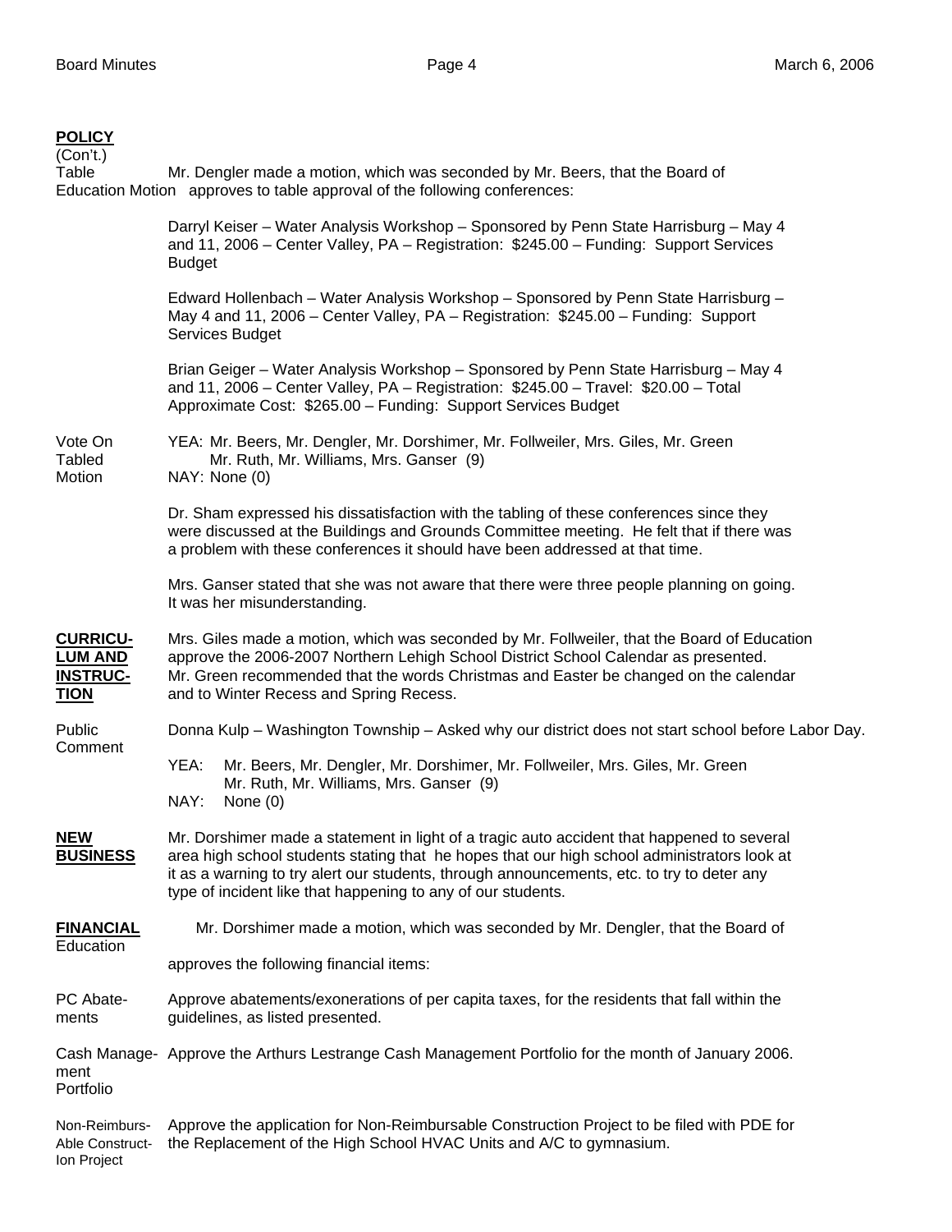**POLICY**
(Con't.)

Table Education Motion

Mr. Dengler made a motion, which was seconded by Mr. Beers, that the Board of Education approves to table approval of the following conferences:

Darryl Keiser – Water Analysis Workshop – Sponsored by Penn State Harrisburg – May 4 and 11, 2006 – Center Valley, PA – Registration: $245.00 – Funding: Support Services Budget

Edward Hollenbach – Water Analysis Workshop – Sponsored by Penn State Harrisburg – May 4 and 11, 2006 – Center Valley, PA – Registration: $245.00 – Funding: Support Services Budget

Brian Geiger – Water Analysis Workshop – Sponsored by Penn State Harrisburg – May 4 and 11, 2006 – Center Valley, PA – Registration: $245.00 – Travel: $20.00 – Total Approximate Cost: $265.00 – Funding: Support Services Budget

Vote On Tabled Motion

YEA: Mr. Beers, Mr. Dengler, Mr. Dorshimer, Mr. Follweiler, Mrs. Giles, Mr. Green Mr. Ruth, Mr. Williams, Mrs. Ganser (9)
NAY: None (0)

Dr. Sham expressed his dissatisfaction with the tabling of these conferences since they were discussed at the Buildings and Grounds Committee meeting. He felt that if there was a problem with these conferences it should have been addressed at that time.

Mrs. Ganser stated that she was not aware that there were three people planning on going. It was her misunderstanding.

**CURRICULUM AND INSTRUCTION**

Mrs. Giles made a motion, which was seconded by Mr. Follweiler, that the Board of Education approve the 2006-2007 Northern Lehigh School District School Calendar as presented. Mr. Green recommended that the words Christmas and Easter be changed on the calendar and to Winter Recess and Spring Recess.

Public Comment

Donna Kulp – Washington Township – Asked why our district does not start school before Labor Day.

YEA: Mr. Beers, Mr. Dengler, Mr. Dorshimer, Mr. Follweiler, Mrs. Giles, Mr. Green Mr. Ruth, Mr. Williams, Mrs. Ganser (9)
NAY: None (0)

**NEW BUSINESS**

Mr. Dorshimer made a statement in light of a tragic auto accident that happened to several area high school students stating that he hopes that our high school administrators look at it as a warning to try alert our students, through announcements, etc. to try to deter any type of incident like that happening to any of our students.

**FINANCIAL**

Mr. Dorshimer made a motion, which was seconded by Mr. Dengler, that the Board of Education approves the following financial items:

PC Abatements

Approve abatements/exonerations of per capita taxes, for the residents that fall within the guidelines, as listed presented.

Cash Management Portfolio

Approve the Arthurs Lestrange Cash Management Portfolio for the month of January 2006.

Non-Reimbursable Construction Project

Approve the application for Non-Reimbursable Construction Project to be filed with PDE for the Replacement of the High School HVAC Units and A/C to gymnasium.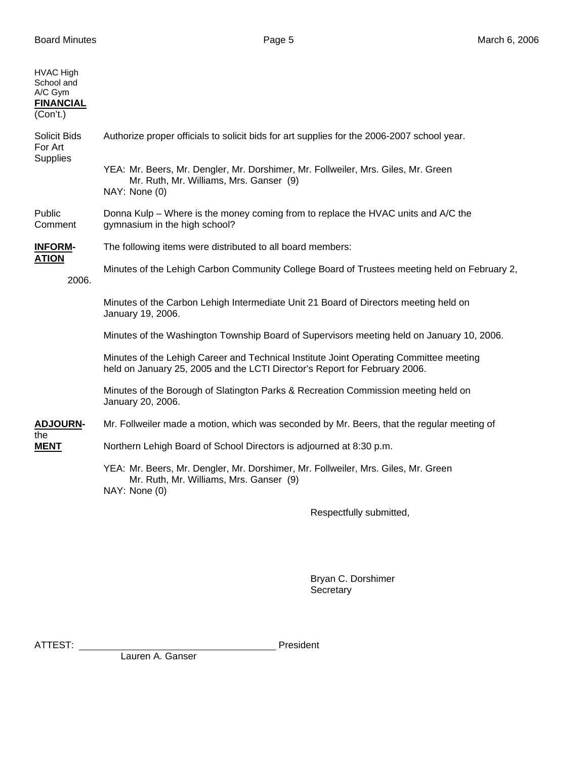HVAC High School and A/C Gym **FINANCIAL** (Con't.)

Solicit Bids For Art Supplies — Authorize proper officials to solicit bids for art supplies for the 2006-2007 school year.

YEA: Mr. Beers, Mr. Dengler, Mr. Dorshimer, Mr. Follweiler, Mrs. Giles, Mr. Green Mr. Ruth, Mr. Williams, Mrs. Ganser (9)
NAY: None (0)

Public Comment — Donna Kulp – Where is the money coming from to replace the HVAC units and A/C the gymnasium in the high school?

**INFORMATION**

The following items were distributed to all board members:

Minutes of the Lehigh Carbon Community College Board of Trustees meeting held on February 2, 2006.

Minutes of the Carbon Lehigh Intermediate Unit 21 Board of Directors meeting held on January 19, 2006.

Minutes of the Washington Township Board of Supervisors meeting held on January 10, 2006.

Minutes of the Lehigh Career and Technical Institute Joint Operating Committee meeting held on January 25, 2005 and the LCTI Director's Report for February 2006.

Minutes of the Borough of Slatington Parks & Recreation Commission meeting held on January 20, 2006.

**ADJOURNMENT**

Mr. Follweiler made a motion, which was seconded by Mr. Beers, that the regular meeting of the Northern Lehigh Board of School Directors is adjourned at 8:30 p.m.

YEA: Mr. Beers, Mr. Dengler, Mr. Dorshimer, Mr. Follweiler, Mrs. Giles, Mr. Green Mr. Ruth, Mr. Williams, Mrs. Ganser (9)
NAY: None (0)

Respectfully submitted,

Bryan C. Dorshimer
Secretary

ATTEST: ______________________________ President
Lauren A. Ganser